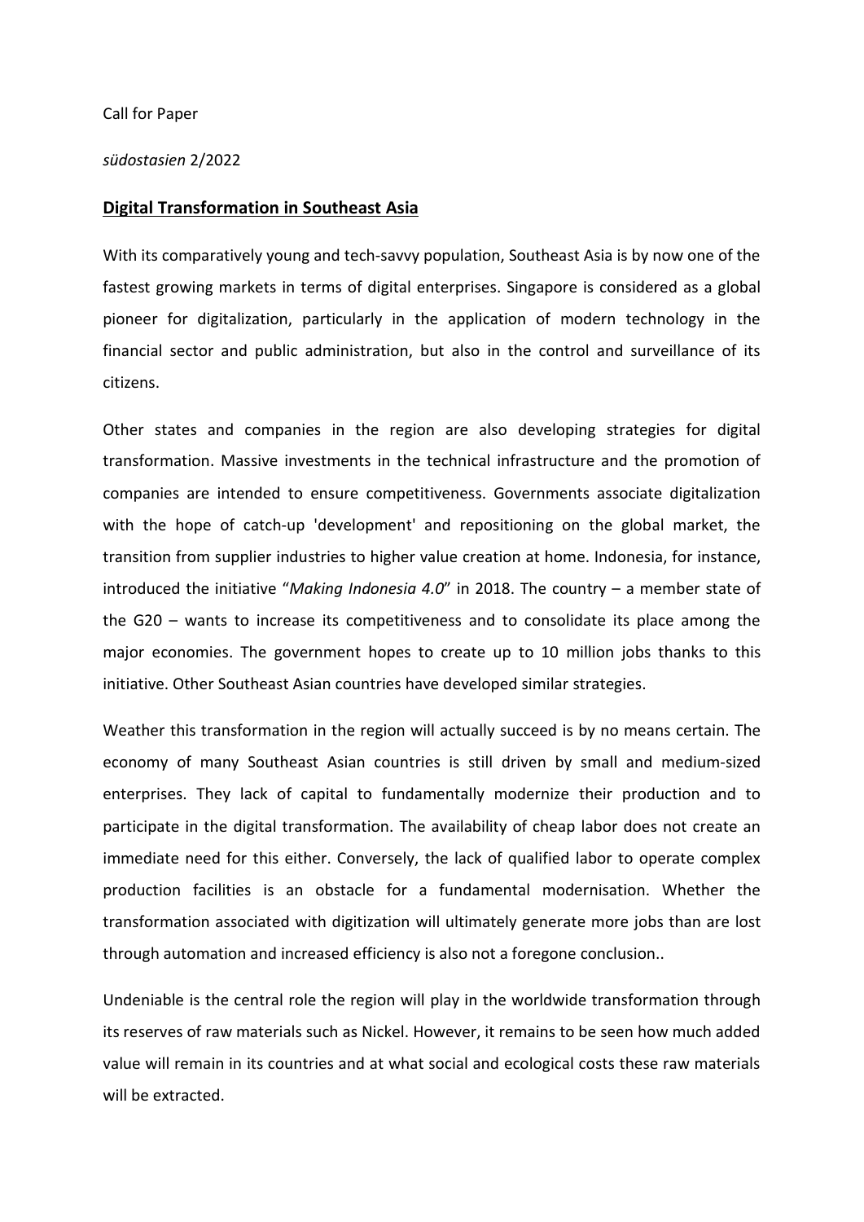Call for Paper

*südostasien* 2/2022

## **Digital Transformation in Southeast Asia**

With its comparatively young and tech-savvy population, Southeast Asia is by now one of the fastest growing markets in terms of digital enterprises. Singapore is considered as a global pioneer for digitalization, particularly in the application of modern technology in the financial sector and public administration, but also in the control and surveillance of its citizens.

Other states and companies in the region are also developing strategies for digital transformation. Massive investments in the technical infrastructure and the promotion of companies are intended to ensure competitiveness. Governments associate digitalization with the hope of catch-up 'development' and repositioning on the global market, the transition from supplier industries to higher value creation at home. Indonesia, for instance, introduced the initiative "*Making Indonesia 4.0*" in 2018. The country – a member state of the G20 – wants to increase its competitiveness and to consolidate its place among the major economies. The government hopes to create up to 10 million jobs thanks to this initiative. Other Southeast Asian countries have developed similar strategies.

Weather this transformation in the region will actually succeed is by no means certain. The economy of many Southeast Asian countries is still driven by small and medium-sized enterprises. They lack of capital to fundamentally modernize their production and to participate in the digital transformation. The availability of cheap labor does not create an immediate need for this either. Conversely, the lack of qualified labor to operate complex production facilities is an obstacle for a fundamental modernisation. Whether the transformation associated with digitization will ultimately generate more jobs than are lost through automation and increased efficiency is also not a foregone conclusion..

Undeniable is the central role the region will play in the worldwide transformation through its reserves of raw materials such as Nickel. However, it remains to be seen how much added value will remain in its countries and at what social and ecological costs these raw materials will be extracted.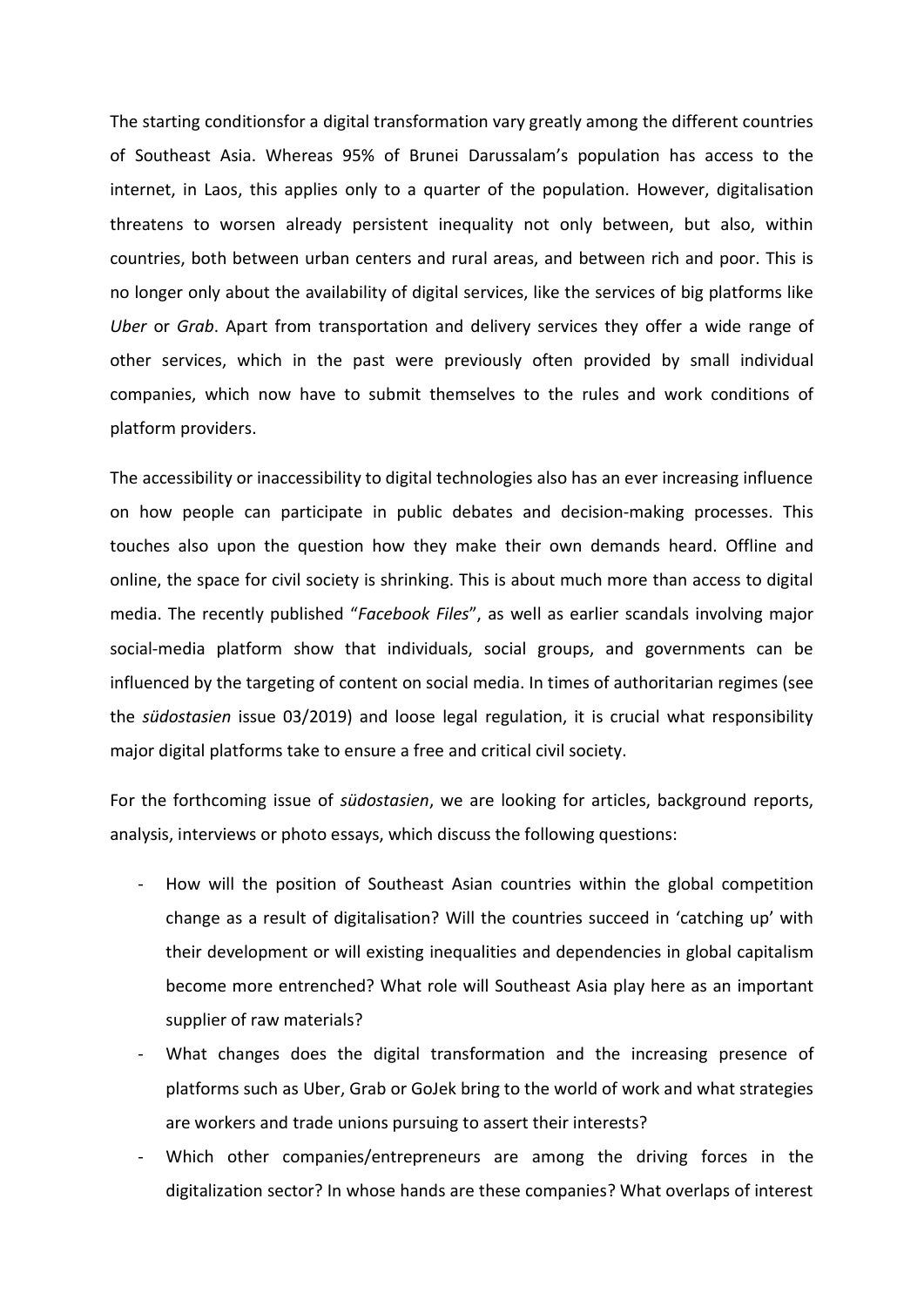The starting conditionsfor a digital transformation vary greatly among the different countries of Southeast Asia. Whereas 95% of Brunei Darussalam's population has access to the internet, in Laos, this applies only to a quarter of the population. However, digitalisation threatens to worsen already persistent inequality not only between, but also, within countries, both between urban centers and rural areas, and between rich and poor. This is no longer only about the availability of digital services, like the services of big platforms like *Uber* or *Grab*. Apart from transportation and delivery services they offer a wide range of other services, which in the past were previously often provided by small individual companies, which now have to submit themselves to the rules and work conditions of platform providers.

The accessibility or inaccessibility to digital technologies also has an ever increasing influence on how people can participate in public debates and decision-making processes. This touches also upon the question how they make their own demands heard. Offline and online, the space for civil society is shrinking. This is about much more than access to digital media. The recently published "*Facebook Files*", as well as earlier scandals involving major social-media platform show that individuals, social groups, and governments can be influenced by the targeting of content on social media. In times of authoritarian regimes (see the *südostasien* issue 03/2019) and loose legal regulation, it is crucial what responsibility major digital platforms take to ensure a free and critical civil society.

For the forthcoming issue of *südostasien*, we are looking for articles, background reports, analysis, interviews or photo essays, which discuss the following questions:

- How will the position of Southeast Asian countries within the global competition change as a result of digitalisation? Will the countries succeed in 'catching up' with their development or will existing inequalities and dependencies in global capitalism become more entrenched? What role will Southeast Asia play here as an important supplier of raw materials?
- What changes does the digital transformation and the increasing presence of platforms such as Uber, Grab or GoJek bring to the world of work and what strategies are workers and trade unions pursuing to assert their interests?
- Which other companies/entrepreneurs are among the driving forces in the digitalization sector? In whose hands are these companies? What overlaps of interest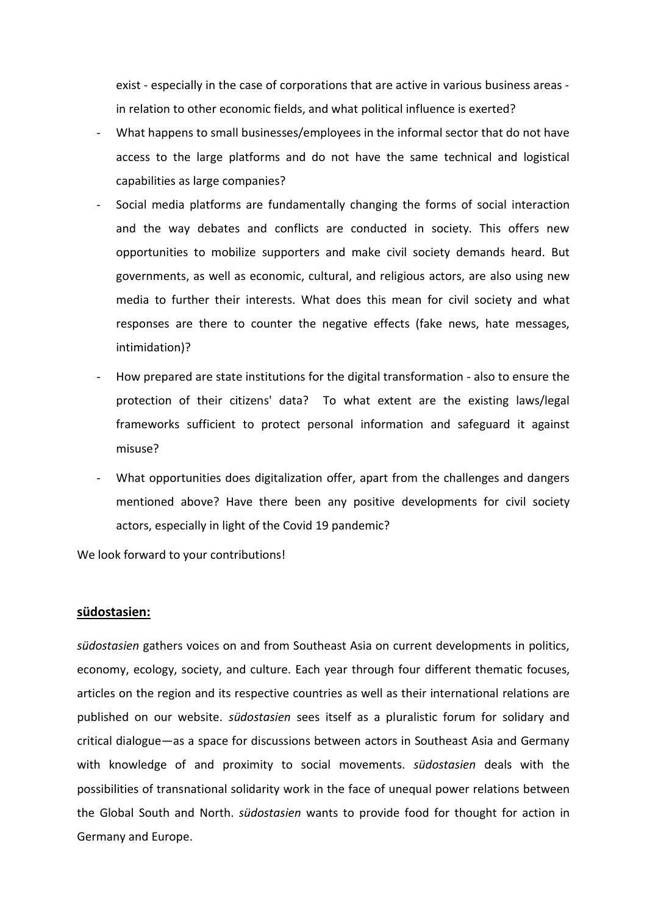exist - especially in the case of corporations that are active in various business areas - in relation to other economic fields, and what political influence is exerted?

- What happens to small businesses/employees in the informal sector that do not have access to the large platforms and do not have the same technical and logistical capabilities as large companies?
- Social media platforms are fundamentally changing the forms of social interaction and the way debates and conflicts are conducted in society. This offers new opportunities to mobilize supporters and make civil society demands heard. But governments, as well as economic, cultural, and religious actors, are also using new media to further their interests. What does this mean for civil society and what responses are there to counter the negative effects (fake news, hate messages, intimidation)?
- How prepared are state institutions for the digital transformation - also to ensure the protection of their citizens' data? To what extent are the existing laws/legal frameworks sufficient to protect personal information and safeguard it against misuse?
- What opportunities does digitalization offer, apart from the challenges and dangers mentioned above? Have there been any positive developments for civil society actors, especially in light of the Covid 19 pandemic?

We look forward to your contributions!

**<u>südostasien:</u>**

*südostasien* gathers voices on and from Southeast Asia on current developments in politics, economy, ecology, society, and culture. Each year through four different thematic focuses, articles on the region and its respective countries as well as their international relations are published on our website. *südostasien* sees itself as a pluralistic forum for solidary and critical dialogue—as a space for discussions between actors in Southeast Asia and Germany with knowledge of and proximity to social movements. *südostasien* deals with the possibilities of transnational solidarity work in the face of unequal power relations between the Global South and North. *südostasien* wants to provide food for thought for action in Germany and Europe.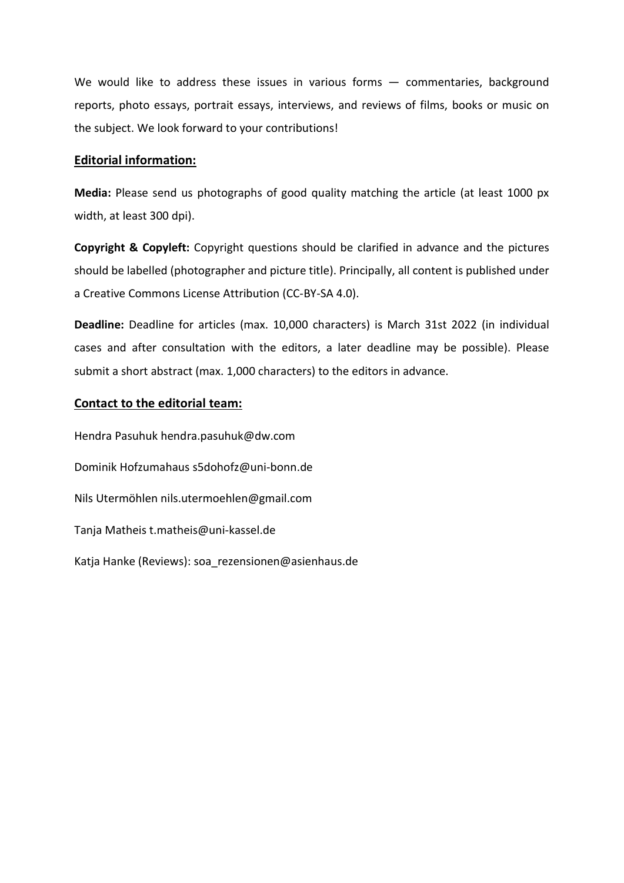We would like to address these issues in various forms — commentaries, background reports, photo essays, portrait essays, interviews, and reviews of films, books or music on the subject. We look forward to your contributions!

## Editorial information:

**Media:** Please send us photographs of good quality matching the article (at least 1000 px width, at least 300 dpi).

**Copyright & Copyleft:** Copyright questions should be clarified in advance and the pictures should be labelled (photographer and picture title). Principally, all content is published under a Creative Commons License Attribution (CC-BY-SA 4.0).

**Deadline:** Deadline for articles (max. 10,000 characters) is March 31st 2022 (in individual cases and after consultation with the editors, a later deadline may be possible). Please submit a short abstract (max. 1,000 characters) to the editors in advance.

## Contact to the editorial team:

Hendra Pasuhuk hendra.pasuhuk@dw.com

Dominik Hofzumahaus s5dohofz@uni-bonn.de

Nils Utermöhlen nils.utermoehlen@gmail.com

Tanja Matheis t.matheis@uni-kassel.de

Katja Hanke (Reviews): soa_rezensionen@asienhaus.de